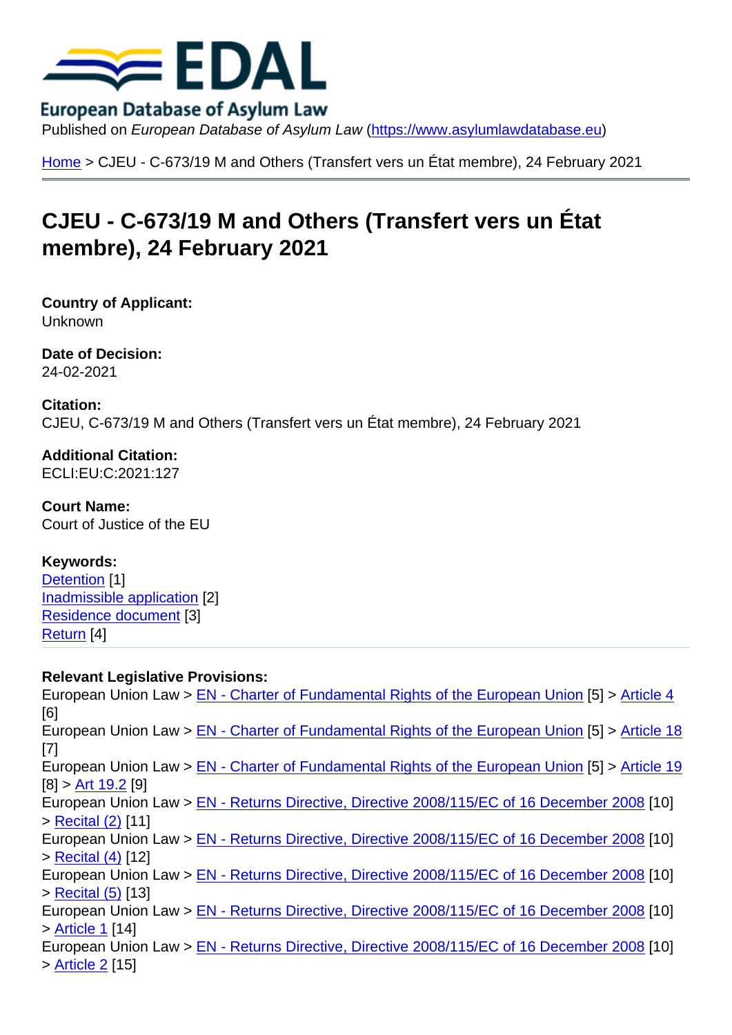# EDAL

European Database of Asylum Law

Published on *European Database of Asylum Law* (https://www.asylumlawdatabase.eu)

Home > CJEU - C-673/19 M and Others (Transfert vers un État membre), 24 February 2021

## CJEU - C-673/19 M and Others (Transfert vers un État membre), 24 February 2021

**Country of Applicant:**
Unknown

**Date of Decision:**
24-02-2021

**Citation:**
CJEU, C-673/19 M and Others (Transfert vers un État membre), 24 February 2021

**Additional Citation:**
ECLI:EU:C:2021:127

**Court Name:**
Court of Justice of the EU

**Keywords:**
Detention [1]
Inadmissible application [2]
Residence document [3]
Return [4]

**Relevant Legislative Provisions:**
European Union Law > EN - Charter of Fundamental Rights of the European Union [5] > Article 4 [6]
European Union Law > EN - Charter of Fundamental Rights of the European Union [5] > Article 18 [7]
European Union Law > EN - Charter of Fundamental Rights of the European Union [5] > Article 19 [8] > Art 19.2 [9]
European Union Law > EN - Returns Directive, Directive 2008/115/EC of 16 December 2008 [10] > Recital (2) [11]
European Union Law > EN - Returns Directive, Directive 2008/115/EC of 16 December 2008 [10] > Recital (4) [12]
European Union Law > EN - Returns Directive, Directive 2008/115/EC of 16 December 2008 [10] > Recital (5) [13]
European Union Law > EN - Returns Directive, Directive 2008/115/EC of 16 December 2008 [10] > Article 1 [14]
European Union Law > EN - Returns Directive, Directive 2008/115/EC of 16 December 2008 [10] > Article 2 [15]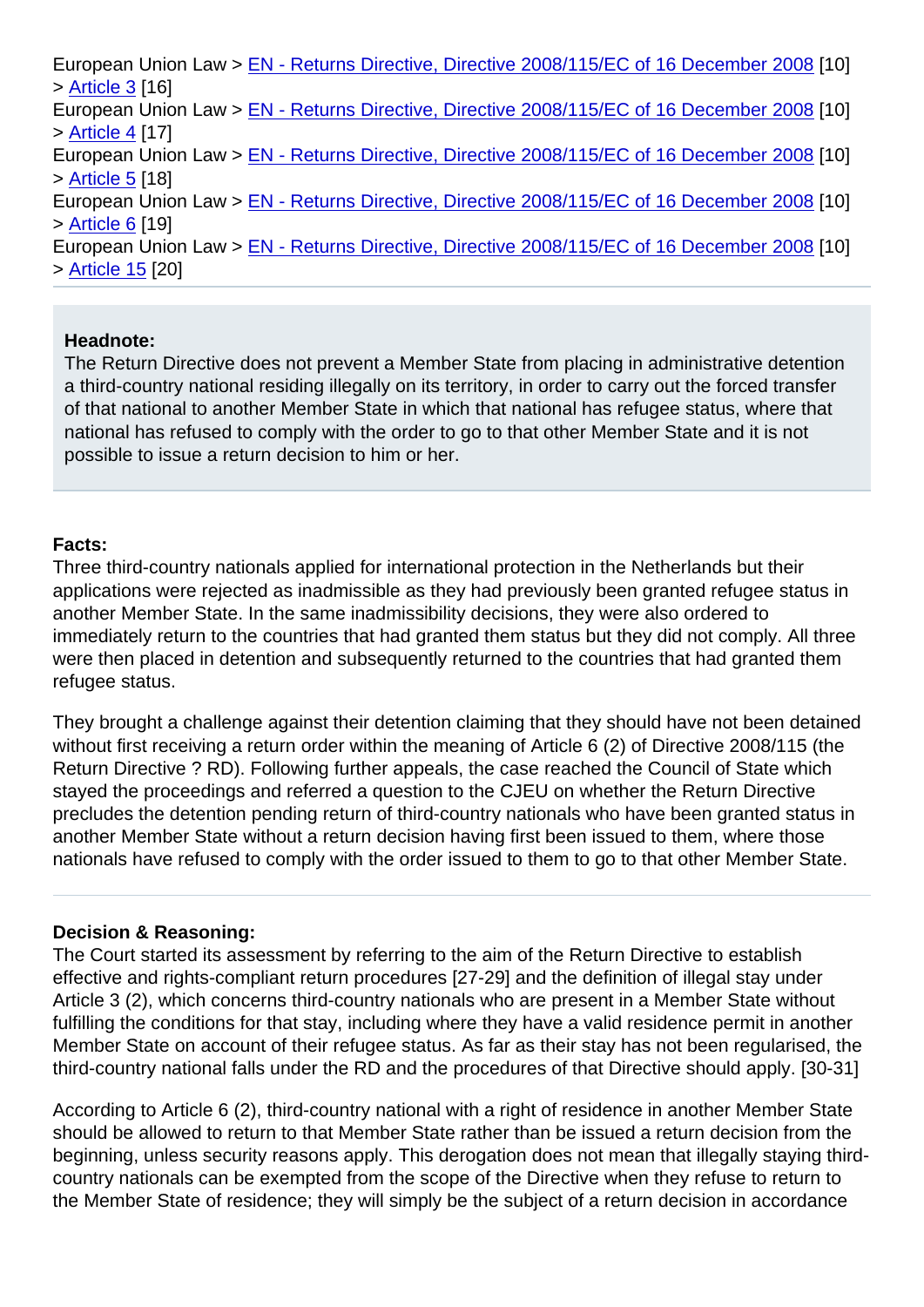European Union Law > EN - Returns Directive, Directive 2008/115/EC of 16 December 2008 [10] > Article 3 [16]
European Union Law > EN - Returns Directive, Directive 2008/115/EC of 16 December 2008 [10] > Article 4 [17]
European Union Law > EN - Returns Directive, Directive 2008/115/EC of 16 December 2008 [10] > Article 5 [18]
European Union Law > EN - Returns Directive, Directive 2008/115/EC of 16 December 2008 [10] > Article 6 [19]
European Union Law > EN - Returns Directive, Directive 2008/115/EC of 16 December 2008 [10] > Article 15 [20]

---

**Headnote:**
The Return Directive does not prevent a Member State from placing in administrative detention a third-country national residing illegally on its territory, in order to carry out the forced transfer of that national to another Member State in which that national has refugee status, where that national has refused to comply with the order to go to that other Member State and it is not possible to issue a return decision to him or her.

**Facts:**
Three third-country nationals applied for international protection in the Netherlands but their applications were rejected as inadmissible as they had previously been granted refugee status in another Member State. In the same inadmissibility decisions, they were also ordered to immediately return to the countries that had granted them status but they did not comply. All three were then placed in detention and subsequently returned to the countries that had granted them refugee status.

They brought a challenge against their detention claiming that they should have not been detained without first receiving a return order within the meaning of Article 6 (2) of Directive 2008/115 (the Return Directive ? RD). Following further appeals, the case reached the Council of State which stayed the proceedings and referred a question to the CJEU on whether the Return Directive precludes the detention pending return of third-country nationals who have been granted status in another Member State without a return decision having first been issued to them, where those nationals have refused to comply with the order issued to them to go to that other Member State.

---

**Decision & Reasoning:**
The Court started its assessment by referring to the aim of the Return Directive to establish effective and rights-compliant return procedures [27-29] and the definition of illegal stay under Article 3 (2), which concerns third-country nationals who are present in a Member State without fulfilling the conditions for that stay, including where they have a valid residence permit in another Member State on account of their refugee status. As far as their stay has not been regularised, the third-country national falls under the RD and the procedures of that Directive should apply. [30-31]

According to Article 6 (2), third-country national with a right of residence in another Member State should be allowed to return to that Member State rather than be issued a return decision from the beginning, unless security reasons apply. This derogation does not mean that illegally staying third-country nationals can be exempted from the scope of the Directive when they refuse to return to the Member State of residence; they will simply be the subject of a return decision in accordance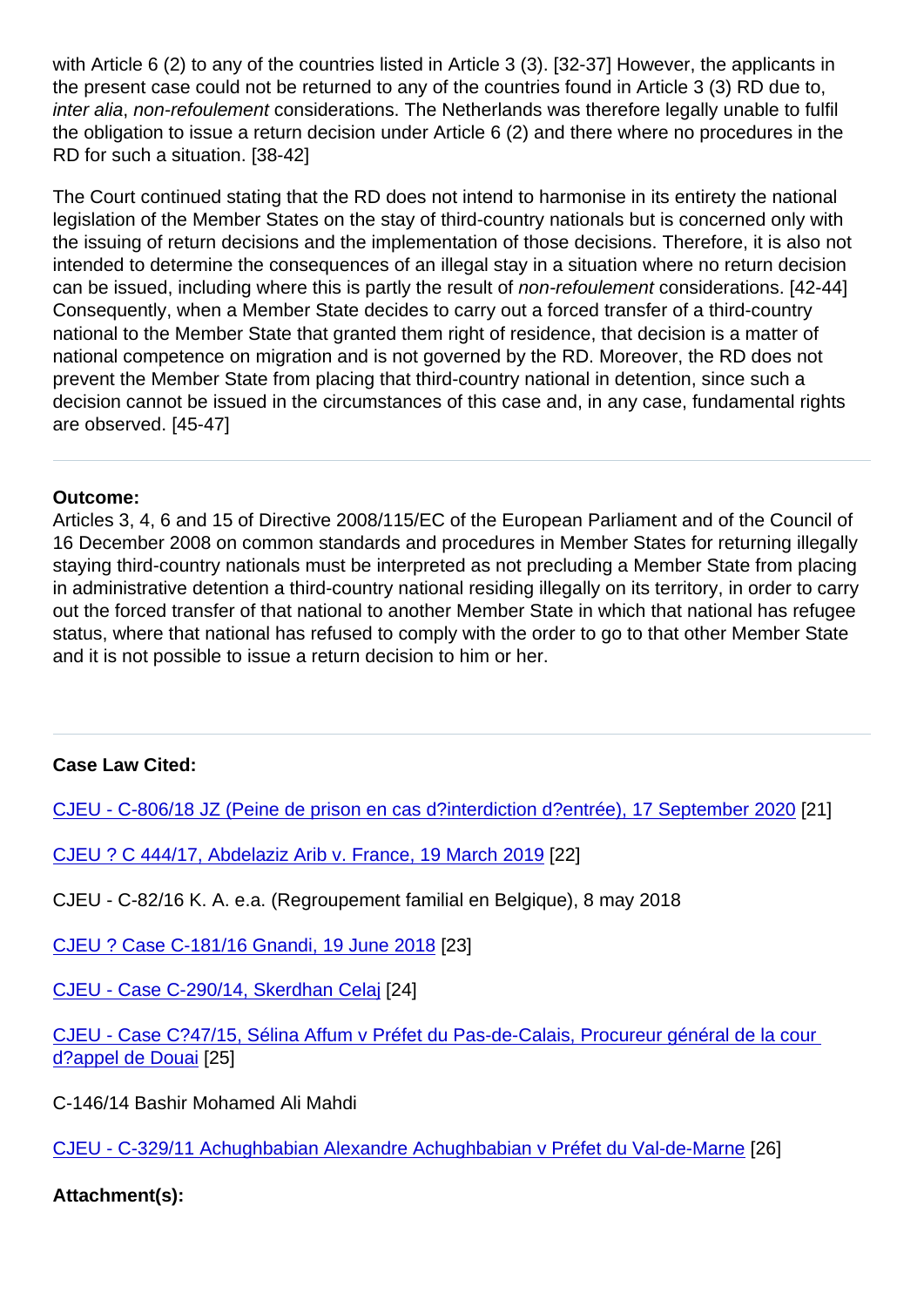with Article 6 (2) to any of the countries listed in Article 3 (3). [32-37] However, the applicants in the present case could not be returned to any of the countries found in Article 3 (3) RD due to, *inter alia*, *non-refoulement* considerations. The Netherlands was therefore legally unable to fulfil the obligation to issue a return decision under Article 6 (2) and there where no procedures in the RD for such a situation. [38-42]

The Court continued stating that the RD does not intend to harmonise in its entirety the national legislation of the Member States on the stay of third-country nationals but is concerned only with the issuing of return decisions and the implementation of those decisions. Therefore, it is also not intended to determine the consequences of an illegal stay in a situation where no return decision can be issued, including where this is partly the result of *non-refoulement* considerations. [42-44] Consequently, when a Member State decides to carry out a forced transfer of a third-country national to the Member State that granted them right of residence, that decision is a matter of national competence on migration and is not governed by the RD. Moreover, the RD does not prevent the Member State from placing that third-country national in detention, since such a decision cannot be issued in the circumstances of this case and, in any case, fundamental rights are observed. [45-47]

---

**Outcome:**
Articles 3, 4, 6 and 15 of Directive 2008/115/EC of the European Parliament and of the Council of 16 December 2008 on common standards and procedures in Member States for returning illegally staying third-country nationals must be interpreted as not precluding a Member State from placing in administrative detention a third-country national residing illegally on its territory, in order to carry out the forced transfer of that national to another Member State in which that national has refugee status, where that national has refused to comply with the order to go to that other Member State and it is not possible to issue a return decision to him or her.

---

**Case Law Cited:**

CJEU - C-806/18 JZ (Peine de prison en cas d?interdiction d?entrée), 17 September 2020 [21]

CJEU ? C 444/17, Abdelaziz Arib v. France, 19 March 2019 [22]

CJEU - C-82/16 K. A. e.a. (Regroupement familial en Belgique), 8 may 2018

CJEU ? Case C-181/16 Gnandi, 19 June 2018 [23]

CJEU - Case C-290/14, Skerdhan Celaj [24]

CJEU - Case C?47/15, Sélina Affum v Préfet du Pas-de-Calais, Procureur général de la cour d?appel de Douai [25]

C-146/14 Bashir Mohamed Ali Mahdi

CJEU - C-329/11 Achughbabian Alexandre Achughbabian v Préfet du Val-de-Marne [26]

**Attachment(s):**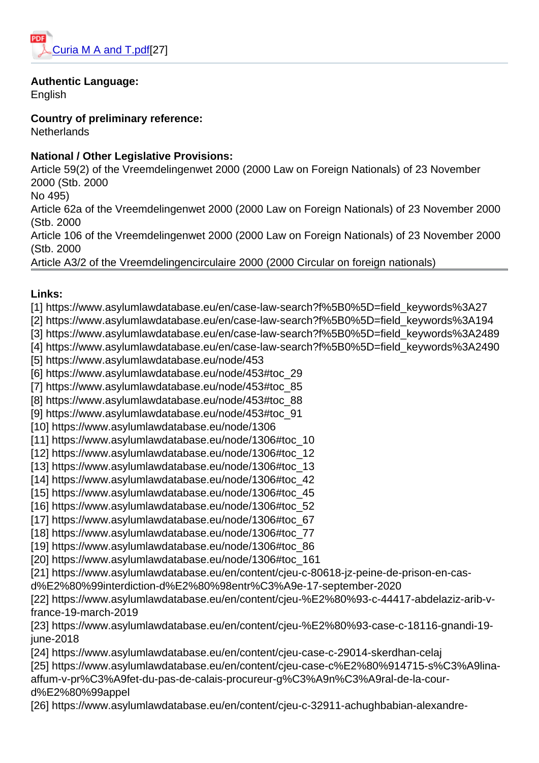[Curia M A and T.pdf][27]

**Authentic Language:**
English

**Country of preliminary reference:**
Netherlands

**National / Other Legislative Provisions:**
Article 59(2) of the Vreemdelingenwet 2000 (2000 Law on Foreign Nationals) of 23 November 2000 (Stb. 2000
No 495)
Article 62a of the Vreemdelingenwet 2000 (2000 Law on Foreign Nationals) of 23 November 2000 (Stb. 2000
Article 106 of the Vreemdelingenwet 2000 (2000 Law on Foreign Nationals) of 23 November 2000 (Stb. 2000
Article A3/2 of the Vreemdelingencirculaire 2000 (2000 Circular on foreign nationals)

---

**Links:**
[1] https://www.asylumlawdatabase.eu/en/case-law-search?f%5B0%5D=field_keywords%3A27
[2] https://www.asylumlawdatabase.eu/en/case-law-search?f%5B0%5D=field_keywords%3A194
[3] https://www.asylumlawdatabase.eu/en/case-law-search?f%5B0%5D=field_keywords%3A2489
[4] https://www.asylumlawdatabase.eu/en/case-law-search?f%5B0%5D=field_keywords%3A2490
[5] https://www.asylumlawdatabase.eu/node/453
[6] https://www.asylumlawdatabase.eu/node/453#toc_29
[7] https://www.asylumlawdatabase.eu/node/453#toc_85
[8] https://www.asylumlawdatabase.eu/node/453#toc_88
[9] https://www.asylumlawdatabase.eu/node/453#toc_91
[10] https://www.asylumlawdatabase.eu/node/1306
[11] https://www.asylumlawdatabase.eu/node/1306#toc_10
[12] https://www.asylumlawdatabase.eu/node/1306#toc_12
[13] https://www.asylumlawdatabase.eu/node/1306#toc_13
[14] https://www.asylumlawdatabase.eu/node/1306#toc_42
[15] https://www.asylumlawdatabase.eu/node/1306#toc_45
[16] https://www.asylumlawdatabase.eu/node/1306#toc_52
[17] https://www.asylumlawdatabase.eu/node/1306#toc_67
[18] https://www.asylumlawdatabase.eu/node/1306#toc_77
[19] https://www.asylumlawdatabase.eu/node/1306#toc_86
[20] https://www.asylumlawdatabase.eu/node/1306#toc_161
[21] https://www.asylumlawdatabase.eu/en/content/cjeu-c-80618-jz-peine-de-prison-en-cas-d%E2%80%99interdiction-d%E2%80%98entr%C3%A9e-17-september-2020
[22] https://www.asylumlawdatabase.eu/en/content/cjeu-%E2%80%93-c-44417-abdelaziz-arib-v-france-19-march-2019
[23] https://www.asylumlawdatabase.eu/en/content/cjeu-%E2%80%93-case-c-18116-gnandi-19-june-2018
[24] https://www.asylumlawdatabase.eu/en/content/cjeu-case-c-29014-skerdhan-celaj
[25] https://www.asylumlawdatabase.eu/en/content/cjeu-case-c%E2%80%914715-s%C3%A9lina-affum-v-pr%C3%A9fet-du-pas-de-calais-procureur-g%C3%A9n%C3%A9ral-de-la-cour-d%E2%80%99appel
[26] https://www.asylumlawdatabase.eu/en/content/cjeu-c-32911-achughbabian-alexandre-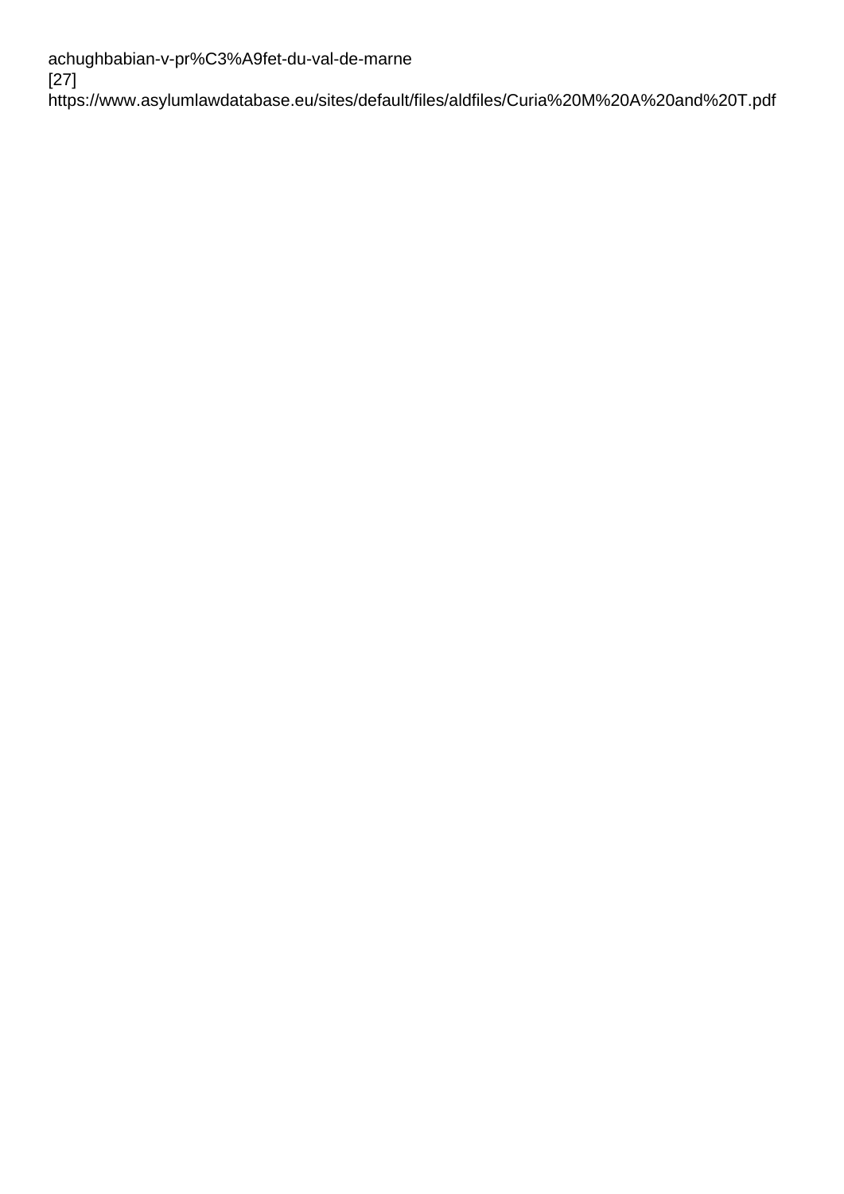achughbabian-v-pr%C3%A9fet-du-val-de-marne
[27]
https://www.asylumlawdatabase.eu/sites/default/files/aldfiles/Curia%20M%20A%20and%20T.pdf